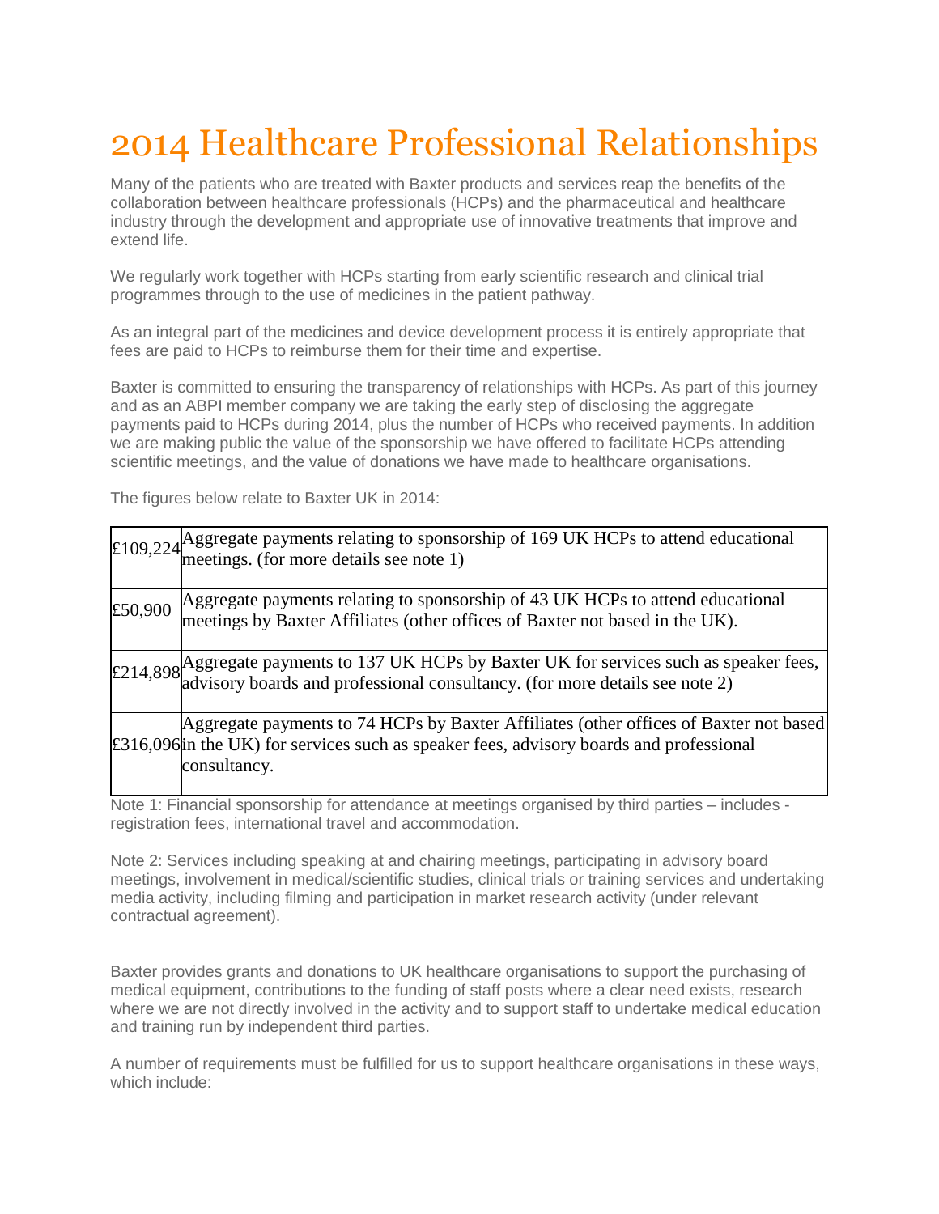# 2014 Healthcare Professional Relationships

Many of the patients who are treated with Baxter products and services reap the benefits of the collaboration between healthcare professionals (HCPs) and the pharmaceutical and healthcare industry through the development and appropriate use of innovative treatments that improve and extend life.

We regularly work together with HCPs starting from early scientific research and clinical trial programmes through to the use of medicines in the patient pathway.

As an integral part of the medicines and device development process it is entirely appropriate that fees are paid to HCPs to reimburse them for their time and expertise.

Baxter is committed to ensuring the transparency of relationships with HCPs. As part of this journey and as an ABPI member company we are taking the early step of disclosing the aggregate payments paid to HCPs during 2014, plus the number of HCPs who received payments. In addition we are making public the value of the sponsorship we have offered to facilitate HCPs attending scientific meetings, and the value of donations we have made to healthcare organisations.

The figures below relate to Baxter UK in 2014:

| | |
|---|---|
| £109,224 | Aggregate payments relating to sponsorship of 169 UK HCPs to attend educational meetings. (for more details see note 1) |
| £50,900 | Aggregate payments relating to sponsorship of 43 UK HCPs to attend educational meetings by Baxter Affiliates (other offices of Baxter not based in the UK). |
| £214,898 | Aggregate payments to 137 UK HCPs by Baxter UK for services such as speaker fees, advisory boards and professional consultancy. (for more details see note 2) |
| £316,096 | Aggregate payments to 74 HCPs by Baxter Affiliates (other offices of Baxter not based in the UK) for services such as speaker fees, advisory boards and professional consultancy. |

Note 1: Financial sponsorship for attendance at meetings organised by third parties – includes - registration fees, international travel and accommodation.

Note 2: Services including speaking at and chairing meetings, participating in advisory board meetings, involvement in medical/scientific studies, clinical trials or training services and undertaking media activity, including filming and participation in market research activity (under relevant contractual agreement).

Baxter provides grants and donations to UK healthcare organisations to support the purchasing of medical equipment, contributions to the funding of staff posts where a clear need exists, research where we are not directly involved in the activity and to support staff to undertake medical education and training run by independent third parties.

A number of requirements must be fulfilled for us to support healthcare organisations in these ways, which include: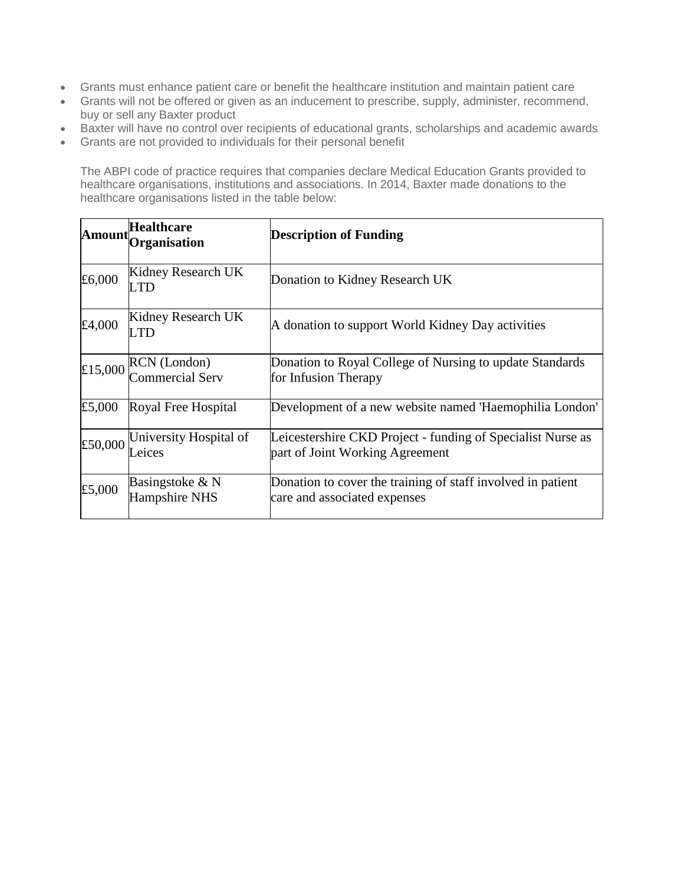- Grants must enhance patient care or benefit the healthcare institution and maintain patient care
- Grants will not be offered or given as an inducement to prescribe, supply, administer, recommend, buy or sell any Baxter product
- Baxter will have no control over recipients of educational grants, scholarships and academic awards
- Grants are not provided to individuals for their personal benefit

The ABPI code of practice requires that companies declare Medical Education Grants provided to healthcare organisations, institutions and associations. In 2014, Baxter made donations to the healthcare organisations listed in the table below:

| Amount | Healthcare Organisation | Description of Funding |
|---|---|---|
| £6,000 | Kidney Research UK LTD | Donation to Kidney Research UK |
| £4,000 | Kidney Research UK LTD | A donation to support World Kidney Day activities |
| £15,000 | RCN (London) Commercial Serv | Donation to Royal College of Nursing to update Standards for Infusion Therapy |
| £5,000 | Royal Free Hospital | Development of a new website named 'Haemophilia London' |
| £50,000 | University Hospital of Leices | Leicestershire CKD Project - funding of Specialist Nurse as part of Joint Working Agreement |
| £5,000 | Basingstoke & N Hampshire NHS | Donation to cover the training of staff involved in patient care and associated expenses |